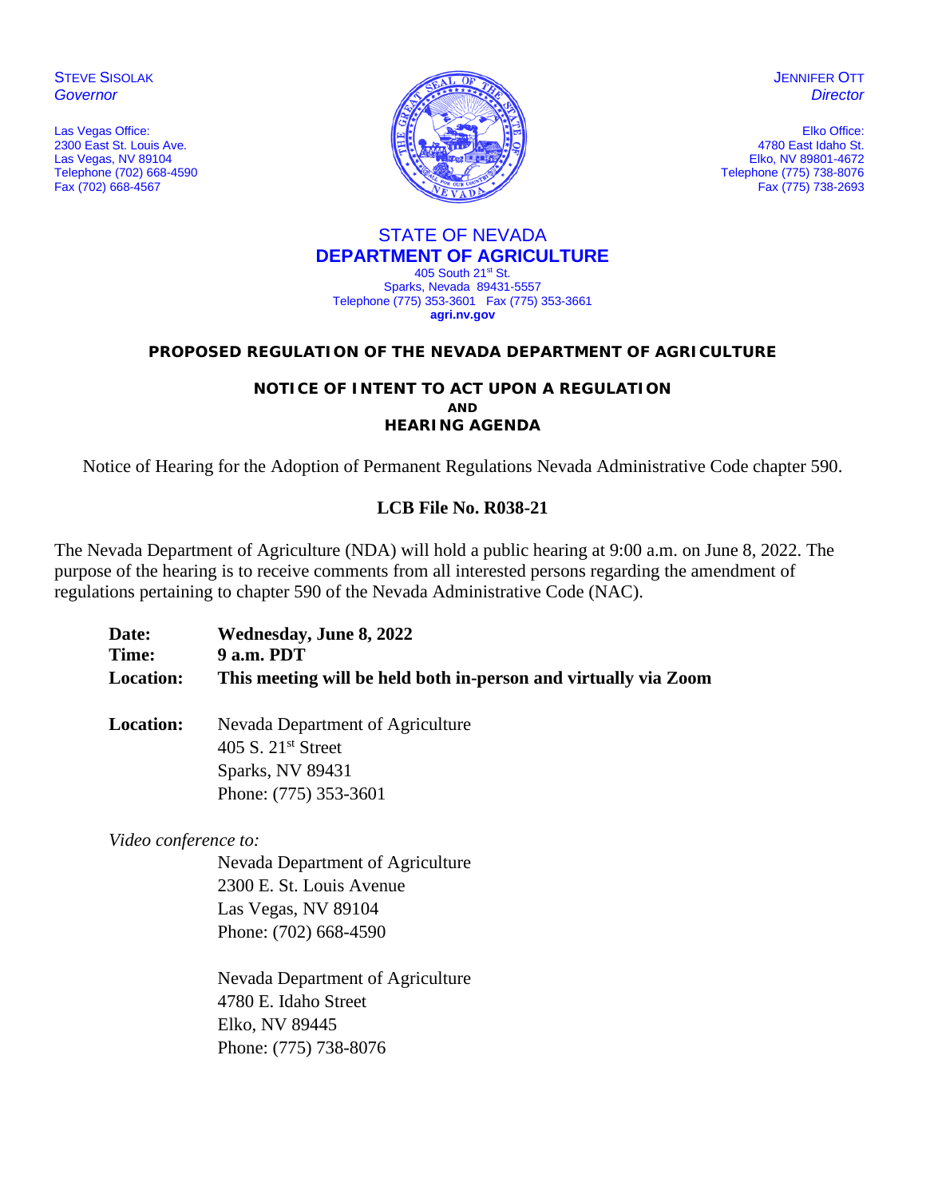STEVE SISOLAK
*Governor*

Las Vegas Office:
2300 East St. Louis Ave.
Las Vegas, NV 89104
Telephone (702) 668-4590
Fax (702) 668-4567

JENNIFER OTT
*Director*

Elko Office:
4780 East Idaho St.
Elko, NV 89801-4672
Telephone (775) 738-8076
Fax (775) 738-2693

STATE OF NEVADA
**DEPARTMENT OF AGRICULTURE**
405 South 21st St.
Sparks, Nevada 89431-5557
Telephone (775) 353-3601 Fax (775) 353-3661
**agri.nv.gov**

## PROPOSED REGULATION OF THE NEVADA DEPARTMENT OF AGRICULTURE

### NOTICE OF INTENT TO ACT UPON A REGULATION AND HEARING AGENDA

Notice of Hearing for the Adoption of Permanent Regulations Nevada Administrative Code chapter 590.

**LCB File No. R038-21**

The Nevada Department of Agriculture (NDA) will hold a public hearing at 9:00 a.m. on June 8, 2022. The purpose of the hearing is to receive comments from all interested persons regarding the amendment of regulations pertaining to chapter 590 of the Nevada Administrative Code (NAC).

**Date:** **Wednesday, June 8, 2022**
**Time:** **9 a.m. PDT**
**Location:** **This meeting will be held both in-person and virtually via Zoom**

**Location:** Nevada Department of Agriculture
405 S. 21st Street
Sparks, NV 89431
Phone: (775) 353-3601

*Video conference to:*

Nevada Department of Agriculture
2300 E. St. Louis Avenue
Las Vegas, NV 89104
Phone: (702) 668-4590

Nevada Department of Agriculture
4780 E. Idaho Street
Elko, NV 89445
Phone: (775) 738-8076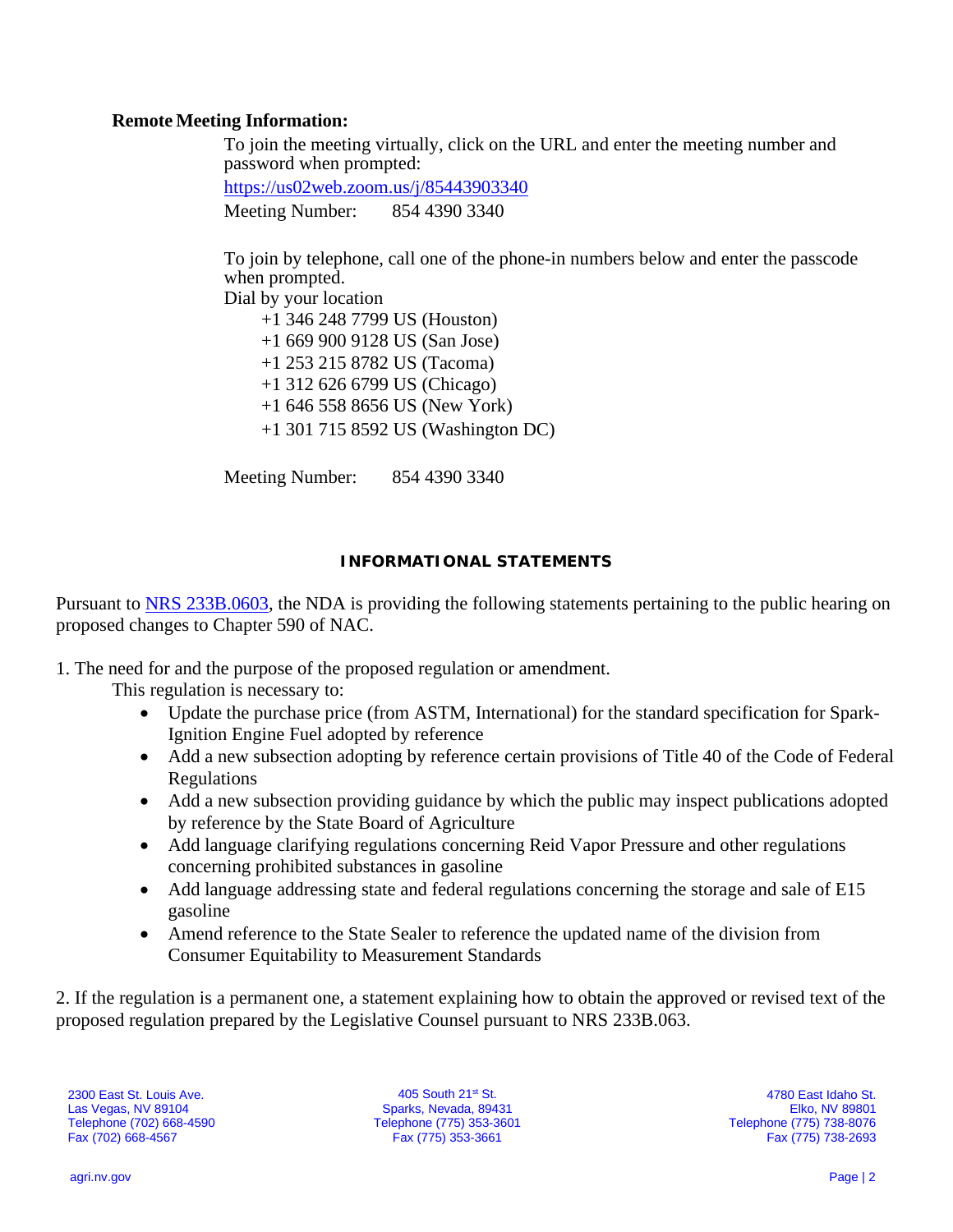**Remote Meeting Information:**

To join the meeting virtually, click on the URL and enter the meeting number and password when prompted:

[https://us02web.zoom.us/j/85443903340](https://us02web.zoom.us/j/85443903340)

Meeting Number: 854 4390 3340

To join by telephone, call one of the phone-in numbers below and enter the passcode when prompted.

Dial by your location

+1 346 248 7799 US (Houston)
+1 669 900 9128 US (San Jose)
+1 253 215 8782 US (Tacoma)
+1 312 626 6799 US (Chicago)
+1 646 558 8656 US (New York)
+1 301 715 8592 US (Washington DC)

Meeting Number: 854 4390 3340

## INFORMATIONAL STATEMENTS

Pursuant to [NRS 233B.0603](NRS 233B.0603), the NDA is providing the following statements pertaining to the public hearing on proposed changes to Chapter 590 of NAC.

1. The need for and the purpose of the proposed regulation or amendment.

   This regulation is necessary to:

   - Update the purchase price (from ASTM, International) for the standard specification for Spark-Ignition Engine Fuel adopted by reference
   - Add a new subsection adopting by reference certain provisions of Title 40 of the Code of Federal Regulations
   - Add a new subsection providing guidance by which the public may inspect publications adopted by reference by the State Board of Agriculture
   - Add language clarifying regulations concerning Reid Vapor Pressure and other regulations concerning prohibited substances in gasoline
   - Add language addressing state and federal regulations concerning the storage and sale of E15 gasoline
   - Amend reference to the State Sealer to reference the updated name of the division from Consumer Equitability to Measurement Standards

2. If the regulation is a permanent one, a statement explaining how to obtain the approved or revised text of the proposed regulation prepared by the Legislative Counsel pursuant to NRS 233B.063.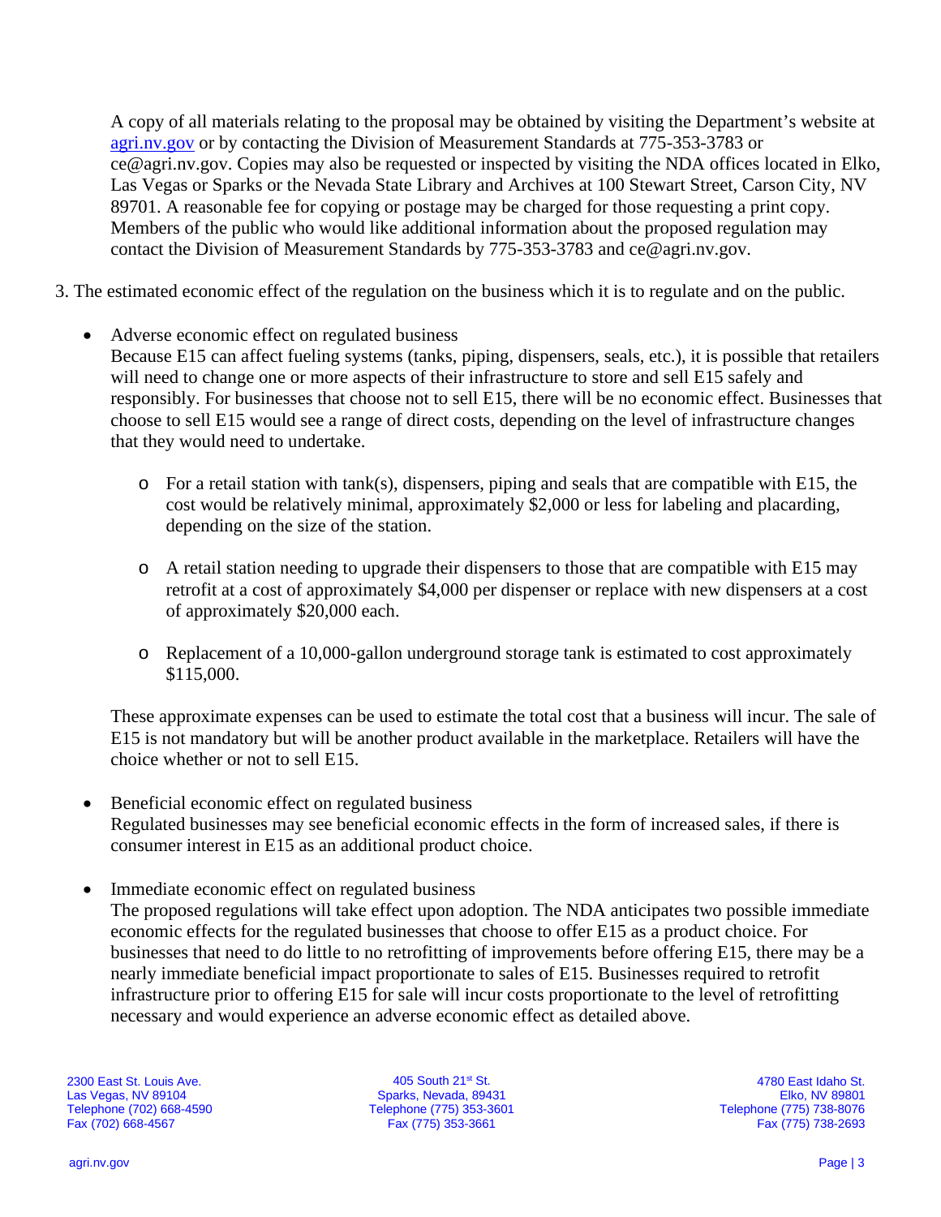A copy of all materials relating to the proposal may be obtained by visiting the Department's website at agri.nv.gov or by contacting the Division of Measurement Standards at 775-353-3783 or ce@agri.nv.gov. Copies may also be requested or inspected by visiting the NDA offices located in Elko, Las Vegas or Sparks or the Nevada State Library and Archives at 100 Stewart Street, Carson City, NV 89701. A reasonable fee for copying or postage may be charged for those requesting a print copy. Members of the public who would like additional information about the proposed regulation may contact the Division of Measurement Standards by 775-353-3783 and ce@agri.nv.gov.

3. The estimated economic effect of the regulation on the business which it is to regulate and on the public.

- Adverse economic effect on regulated business
  Because E15 can affect fueling systems (tanks, piping, dispensers, seals, etc.), it is possible that retailers will need to change one or more aspects of their infrastructure to store and sell E15 safely and responsibly. For businesses that choose not to sell E15, there will be no economic effect. Businesses that choose to sell E15 would see a range of direct costs, depending on the level of infrastructure changes that they would need to undertake.

    - For a retail station with tank(s), dispensers, piping and seals that are compatible with E15, the cost would be relatively minimal, approximately $2,000 or less for labeling and placarding, depending on the size of the station.

    - A retail station needing to upgrade their dispensers to those that are compatible with E15 may retrofit at a cost of approximately $4,000 per dispenser or replace with new dispensers at a cost of approximately $20,000 each.

    - Replacement of a 10,000-gallon underground storage tank is estimated to cost approximately $115,000.

  These approximate expenses can be used to estimate the total cost that a business will incur. The sale of E15 is not mandatory but will be another product available in the marketplace. Retailers will have the choice whether or not to sell E15.

- Beneficial economic effect on regulated business
  Regulated businesses may see beneficial economic effects in the form of increased sales, if there is consumer interest in E15 as an additional product choice.

- Immediate economic effect on regulated business
  The proposed regulations will take effect upon adoption. The NDA anticipates two possible immediate economic effects for the regulated businesses that choose to offer E15 as a product choice. For businesses that need to do little to no retrofitting of improvements before offering E15, there may be a nearly immediate beneficial impact proportionate to sales of E15. Businesses required to retrofit infrastructure prior to offering E15 for sale will incur costs proportionate to the level of retrofitting necessary and would experience an adverse economic effect as detailed above.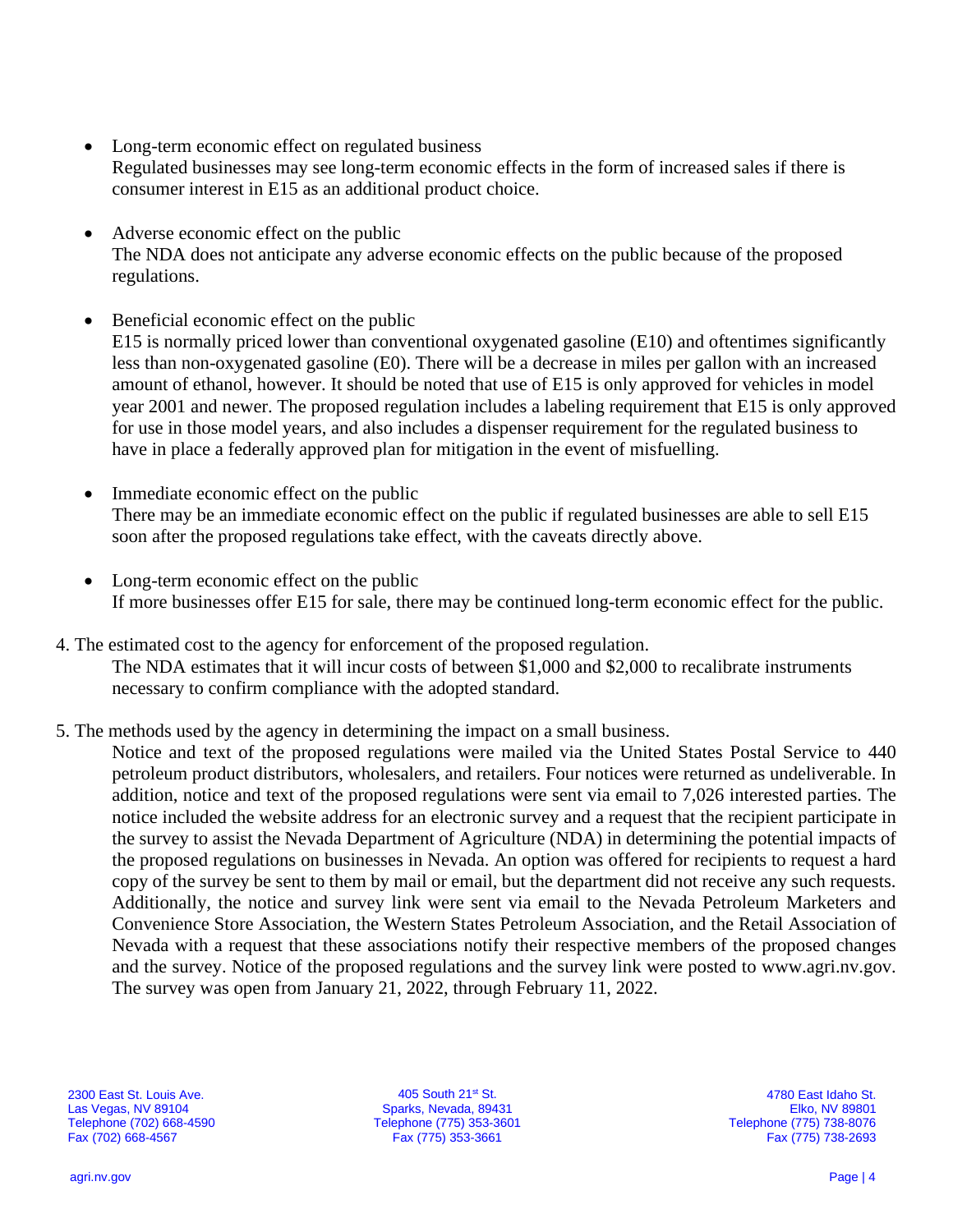- Long-term economic effect on regulated business
  Regulated businesses may see long-term economic effects in the form of increased sales if there is consumer interest in E15 as an additional product choice.

- Adverse economic effect on the public
  The NDA does not anticipate any adverse economic effects on the public because of the proposed regulations.

- Beneficial economic effect on the public
  E15 is normally priced lower than conventional oxygenated gasoline (E10) and oftentimes significantly less than non-oxygenated gasoline (E0). There will be a decrease in miles per gallon with an increased amount of ethanol, however. It should be noted that use of E15 is only approved for vehicles in model year 2001 and newer. The proposed regulation includes a labeling requirement that E15 is only approved for use in those model years, and also includes a dispenser requirement for the regulated business to have in place a federally approved plan for mitigation in the event of misfuelling.

- Immediate economic effect on the public
  There may be an immediate economic effect on the public if regulated businesses are able to sell E15 soon after the proposed regulations take effect, with the caveats directly above.

- Long-term economic effect on the public
  If more businesses offer E15 for sale, there may be continued long-term economic effect for the public.

4. The estimated cost to the agency for enforcement of the proposed regulation.
   The NDA estimates that it will incur costs of between $1,000 and $2,000 to recalibrate instruments necessary to confirm compliance with the adopted standard.

5. The methods used by the agency in determining the impact on a small business.
   Notice and text of the proposed regulations were mailed via the United States Postal Service to 440 petroleum product distributors, wholesalers, and retailers. Four notices were returned as undeliverable. In addition, notice and text of the proposed regulations were sent via email to 7,026 interested parties. The notice included the website address for an electronic survey and a request that the recipient participate in the survey to assist the Nevada Department of Agriculture (NDA) in determining the potential impacts of the proposed regulations on businesses in Nevada. An option was offered for recipients to request a hard copy of the survey be sent to them by mail or email, but the department did not receive any such requests. Additionally, the notice and survey link were sent via email to the Nevada Petroleum Marketers and Convenience Store Association, the Western States Petroleum Association, and the Retail Association of Nevada with a request that these associations notify their respective members of the proposed changes and the survey. Notice of the proposed regulations and the survey link were posted to www.agri.nv.gov. The survey was open from January 21, 2022, through February 11, 2022.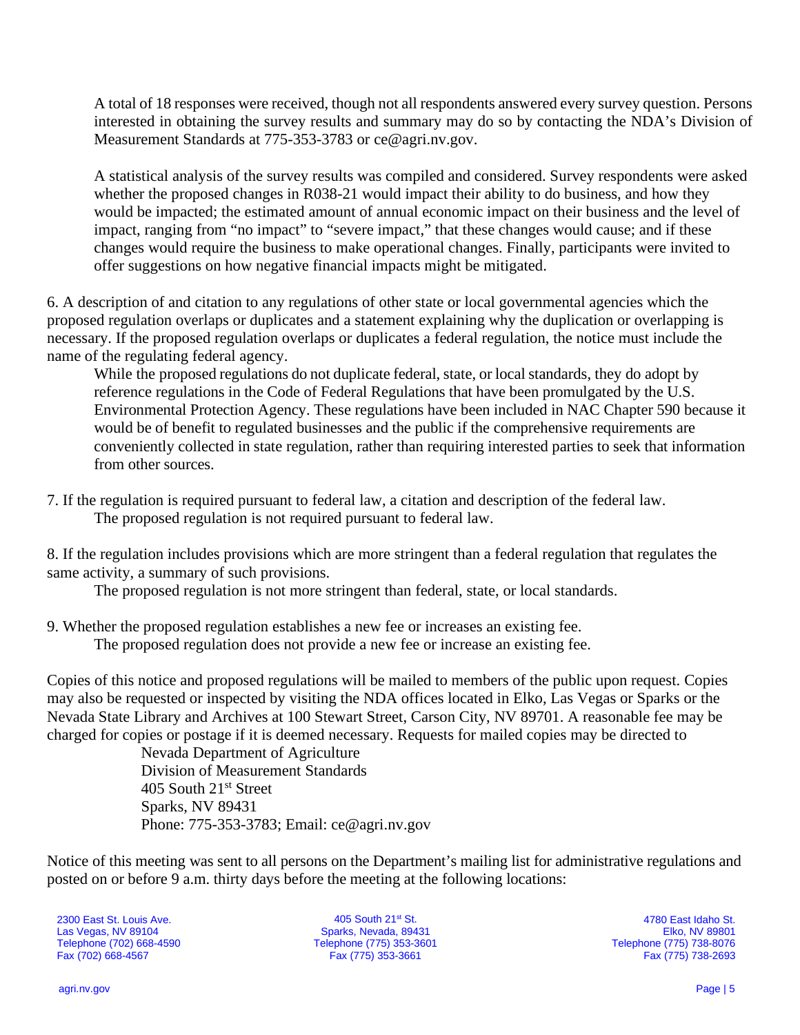A total of 18 responses were received, though not all respondents answered every survey question. Persons interested in obtaining the survey results and summary may do so by contacting the NDA's Division of Measurement Standards at 775-353-3783 or ce@agri.nv.gov.

A statistical analysis of the survey results was compiled and considered. Survey respondents were asked whether the proposed changes in R038-21 would impact their ability to do business, and how they would be impacted; the estimated amount of annual economic impact on their business and the level of impact, ranging from "no impact" to "severe impact," that these changes would cause; and if these changes would require the business to make operational changes. Finally, participants were invited to offer suggestions on how negative financial impacts might be mitigated.

6. A description of and citation to any regulations of other state or local governmental agencies which the proposed regulation overlaps or duplicates and a statement explaining why the duplication or overlapping is necessary. If the proposed regulation overlaps or duplicates a federal regulation, the notice must include the name of the regulating federal agency.

While the proposed regulations do not duplicate federal, state, or local standards, they do adopt by reference regulations in the Code of Federal Regulations that have been promulgated by the U.S. Environmental Protection Agency. These regulations have been included in NAC Chapter 590 because it would be of benefit to regulated businesses and the public if the comprehensive requirements are conveniently collected in state regulation, rather than requiring interested parties to seek that information from other sources.

7. If the regulation is required pursuant to federal law, a citation and description of the federal law.

The proposed regulation is not required pursuant to federal law.

8. If the regulation includes provisions which are more stringent than a federal regulation that regulates the same activity, a summary of such provisions.

The proposed regulation is not more stringent than federal, state, or local standards.

9. Whether the proposed regulation establishes a new fee or increases an existing fee.

The proposed regulation does not provide a new fee or increase an existing fee.

Copies of this notice and proposed regulations will be mailed to members of the public upon request. Copies may also be requested or inspected by visiting the NDA offices located in Elko, Las Vegas or Sparks or the Nevada State Library and Archives at 100 Stewart Street, Carson City, NV 89701. A reasonable fee may be charged for copies or postage if it is deemed necessary. Requests for mailed copies may be directed to

Nevada Department of Agriculture
Division of Measurement Standards
405 South 21st Street
Sparks, NV 89431
Phone: 775-353-3783; Email: ce@agri.nv.gov

Notice of this meeting was sent to all persons on the Department's mailing list for administrative regulations and posted on or before 9 a.m. thirty days before the meeting at the following locations: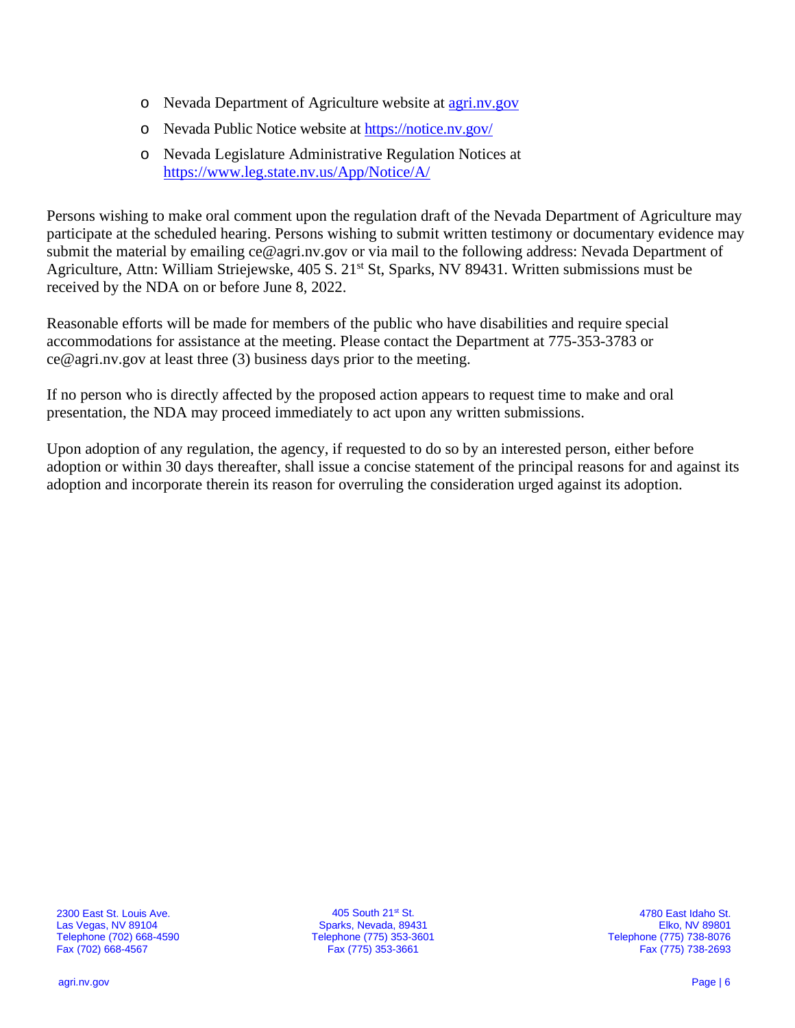- Nevada Department of Agriculture website at [agri.nv.gov](agri.nv.gov)
- Nevada Public Notice website at [https://notice.nv.gov/](https://notice.nv.gov/)
- Nevada Legislature Administrative Regulation Notices at [https://www.leg.state.nv.us/App/Notice/A/](https://www.leg.state.nv.us/App/Notice/A/)

Persons wishing to make oral comment upon the regulation draft of the Nevada Department of Agriculture may participate at the scheduled hearing. Persons wishing to submit written testimony or documentary evidence may submit the material by emailing ce@agri.nv.gov or via mail to the following address: Nevada Department of Agriculture, Attn: William Striejewske, 405 S. 21st St, Sparks, NV 89431. Written submissions must be received by the NDA on or before June 8, 2022.

Reasonable efforts will be made for members of the public who have disabilities and require special accommodations for assistance at the meeting. Please contact the Department at 775-353-3783 or ce@agri.nv.gov at least three (3) business days prior to the meeting.

If no person who is directly affected by the proposed action appears to request time to make and oral presentation, the NDA may proceed immediately to act upon any written submissions.

Upon adoption of any regulation, the agency, if requested to do so by an interested person, either before adoption or within 30 days thereafter, shall issue a concise statement of the principal reasons for and against its adoption and incorporate therein its reason for overruling the consideration urged against its adoption.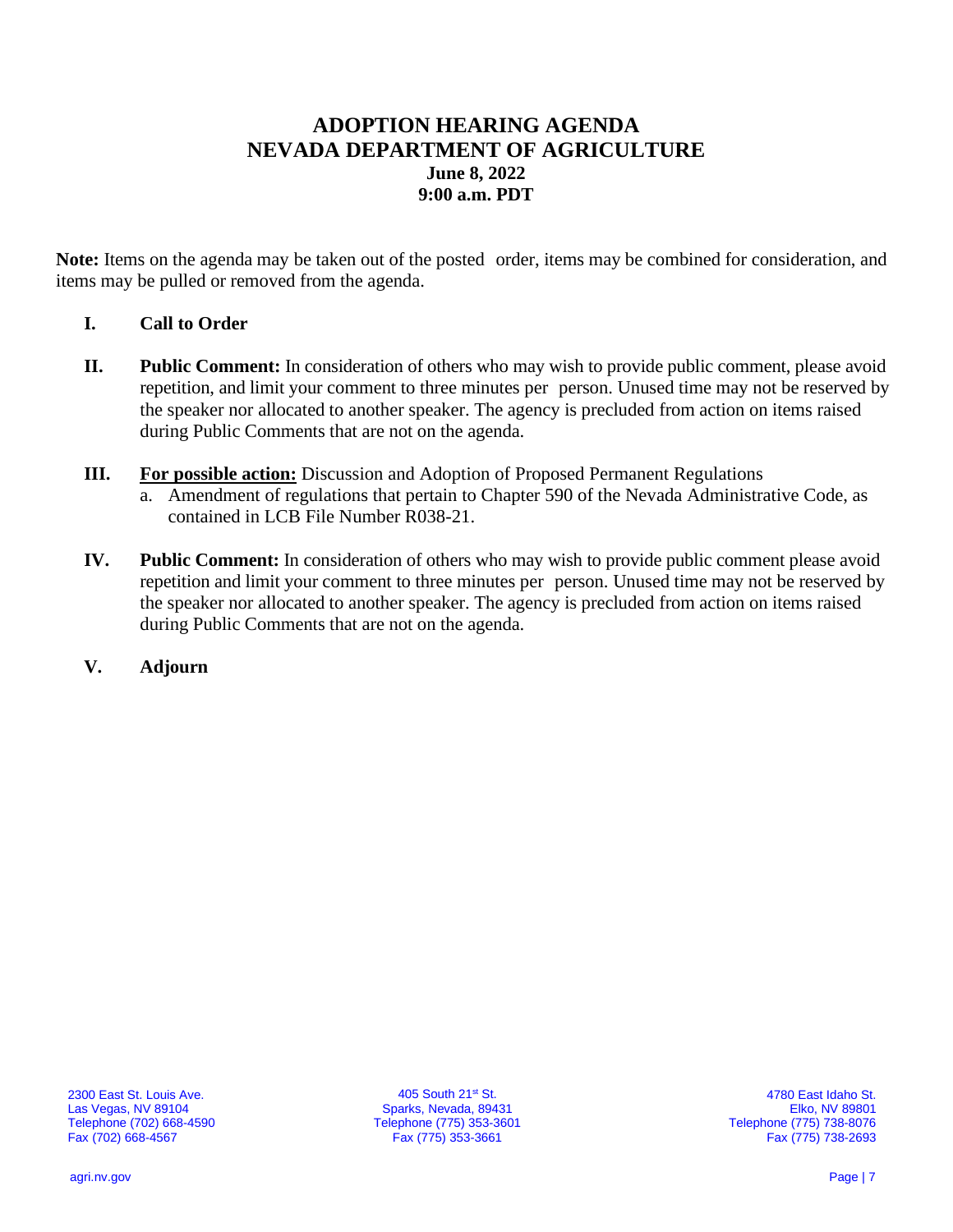# ADOPTION HEARING AGENDA
# NEVADA DEPARTMENT OF AGRICULTURE
### June 8, 2022
### 9:00 a.m. PDT

**Note:** Items on the agenda may be taken out of the posted order, items may be combined for consideration, and items may be pulled or removed from the agenda.

**I. Call to Order**

**II. Public Comment:** In consideration of others who may wish to provide public comment, please avoid repetition, and limit your comment to three minutes per person. Unused time may not be reserved by the speaker nor allocated to another speaker. The agency is precluded from action on items raised during Public Comments that are not on the agenda.

**III. For possible action:** Discussion and Adoption of Proposed Permanent Regulations

a. Amendment of regulations that pertain to Chapter 590 of the Nevada Administrative Code, as contained in LCB File Number R038-21.

**IV. Public Comment:** In consideration of others who may wish to provide public comment please avoid repetition and limit your comment to three minutes per person. Unused time may not be reserved by the speaker nor allocated to another speaker. The agency is precluded from action on items raised during Public Comments that are not on the agenda.

**V. Adjourn**

2300 East St. Louis Ave.
Las Vegas, NV 89104
Telephone (702) 668-4590
Fax (702) 668-4567

405 South 21st St.
Sparks, Nevada, 89431
Telephone (775) 353-3601
Fax (775) 353-3661

4780 East Idaho St.
Elko, NV 89801
Telephone (775) 738-8076
Fax (775) 738-2693

agri.nv.gov